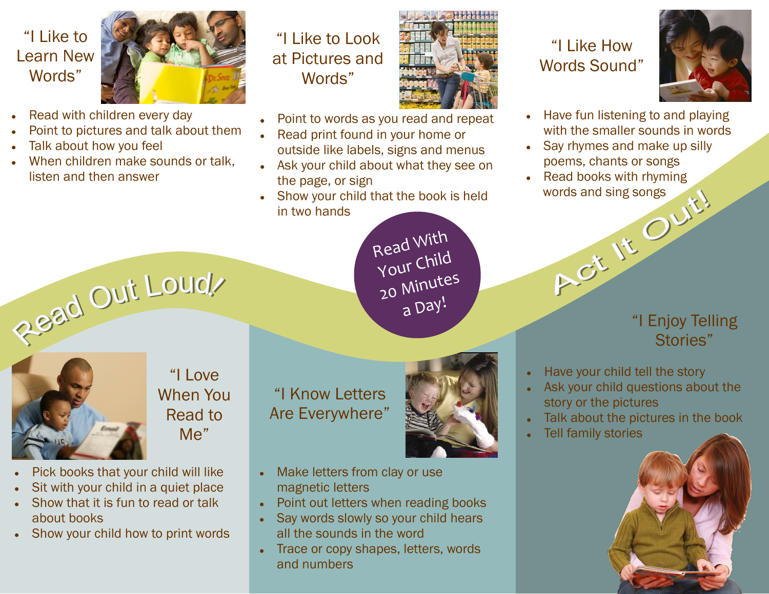## "I Like to Learn New Words"

- Read with children every day
- Point to pictures and talk about them
- Talk about how you feel
- When children make sounds or talk, listen and then answer

## "I Like to Look at Pictures and Words"

- Point to words as you read and repeat
- Read print found in your home or outside like labels, signs and menus
- Ask your child about what they see on the page, or sign
- Show your child that the book is held in two hands

## "I Like How Words Sound"

- Have fun listening to and playing with the smaller sounds in words
- Say rhymes and make up silly poems, chants or songs
- Read books with rhyming words and sing songs

# Read Out Loud!

**Read With Your Child 20 Minutes a Day!**

# Act It Out!

## "I Love When You Read to Me"

- Pick books that your child will like
- Sit with your child in a quiet place
- Show that it is fun to read or talk about books
- Show your child how to print words

## "I Know Letters Are Everywhere"

- Make letters from clay or use magnetic letters
- Point out letters when reading books
- Say words slowly so your child hears all the sounds in the word
- Trace or copy shapes, letters, words and numbers

## "I Enjoy Telling Stories"

- Have your child tell the story
- Ask your child questions about the story or the pictures
- Talk about the pictures in the book
- Tell family stories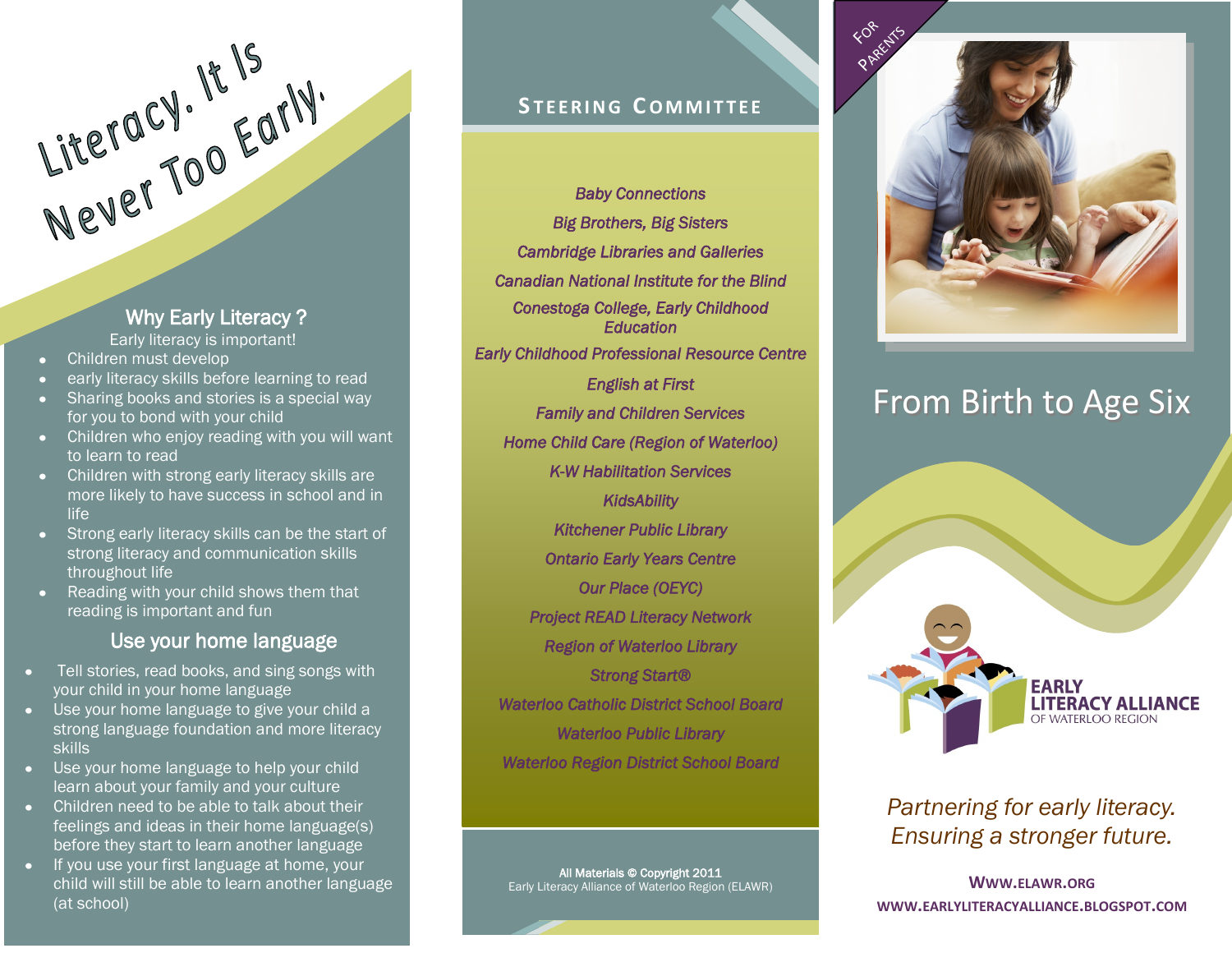# Literacy. It Is Never Too Early.

## Why Early Literacy ?

Early literacy is important!

- Children must develop
- early literacy skills before learning to read
- Sharing books and stories is a special way for you to bond with your child
- Children who enjoy reading with you will want to learn to read
- Children with strong early literacy skills are more likely to have success in school and in life
- Strong early literacy skills can be the start of strong literacy and communication skills throughout life
- Reading with your child shows them that reading is important and fun

## Use your home language

- Tell stories, read books, and sing songs with your child in your home language
- Use your home language to give your child a strong language foundation and more literacy skills
- Use your home language to help your child learn about your family and your culture
- Children need to be able to talk about their feelings and ideas in their home language(s) before they start to learn another language
- If you use your first language at home, your child will still be able to learn another language (at school)

## Steering Committee

*Baby Connections*
*Big Brothers, Big Sisters*
*Cambridge Libraries and Galleries*
*Canadian National Institute for the Blind*
*Conestoga College, Early Childhood Education*
*Early Childhood Professional Resource Centre*
*English at First*
*Family and Children Services*
*Home Child Care (Region of Waterloo)*
*K-W Habilitation Services*
*KidsAbility*
*Kitchener Public Library*
*Ontario Early Years Centre*
*Our Place (OEYC)*
*Project READ Literacy Network*
*Region of Waterloo Library*
*Strong Start®*
*Waterloo Catholic District School Board*
*Waterloo Public Library*
*Waterloo Region District School Board*

All Materials © Copyright 2011
Early Literacy Alliance of Waterloo Region (ELAWR)

For Parents

# From Birth to Age Six

Early Literacy Alliance of Waterloo Region

*Partnering for early literacy. Ensuring a stronger future.*

**Www.elawr.org**
**www.earlyliteracyalliance.blogspot.com**